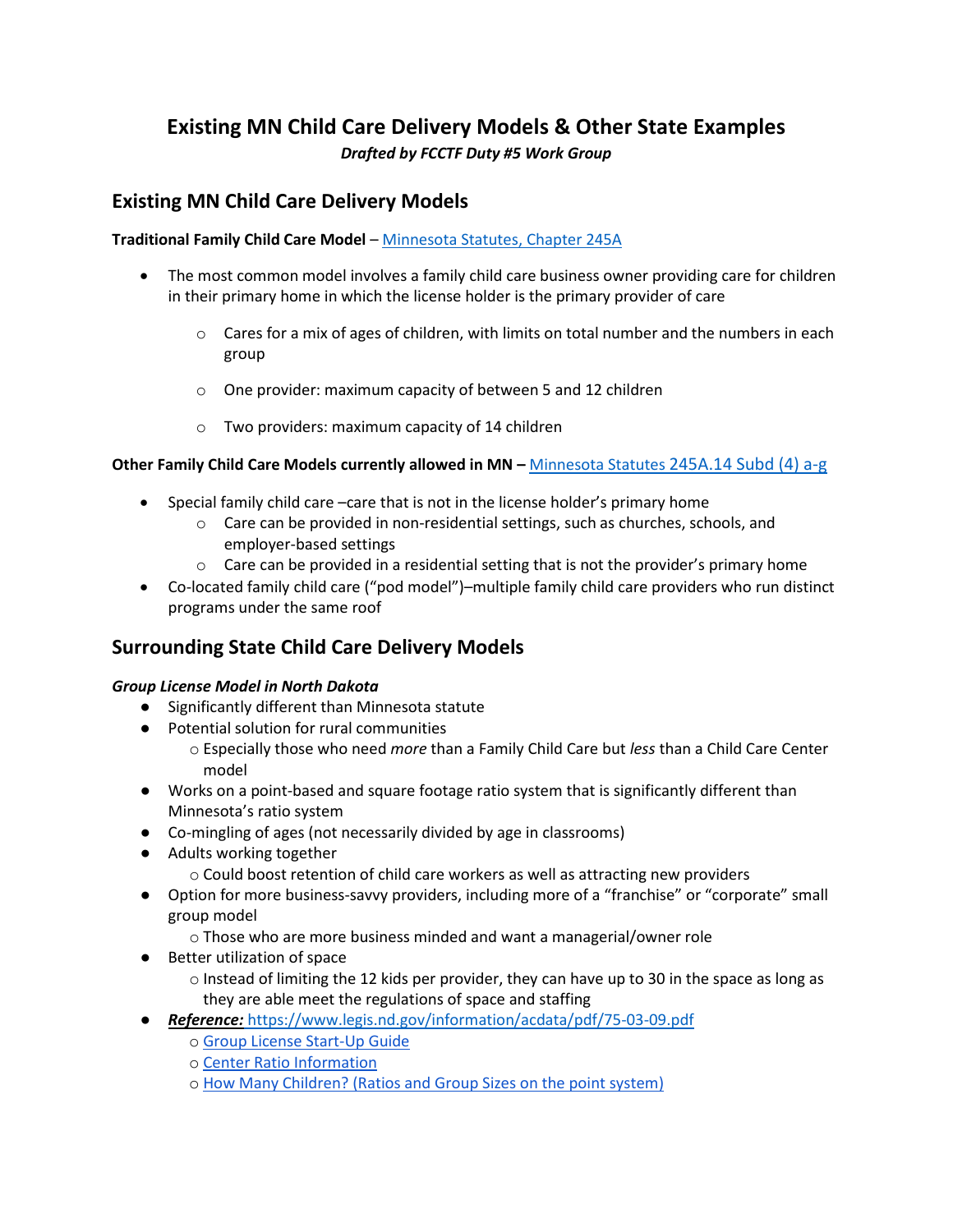# Existing MN Child Care Delivery Models & Other State Examples

***Drafted by FCCTF Duty #5 Work Group***

## Existing MN Child Care Delivery Models

**Traditional Family Child Care Model** – Minnesota Statutes, Chapter 245A

- The most common model involves a family child care business owner providing care for children in their primary home in which the license holder is the primary provider of care
  - Cares for a mix of ages of children, with limits on total number and the numbers in each group
  - One provider: maximum capacity of between 5 and 12 children
  - Two providers: maximum capacity of 14 children

**Other Family Child Care Models currently allowed in MN –** Minnesota Statutes 245A.14 Subd (4) a-g

- Special family child care –care that is not in the license holder's primary home
  - Care can be provided in non-residential settings, such as churches, schools, and employer-based settings
  - Care can be provided in a residential setting that is not the provider's primary home
- Co-located family child care ("pod model")–multiple family child care providers who run distinct programs under the same roof

## Surrounding State Child Care Delivery Models

***Group License Model in North Dakota***

- Significantly different than Minnesota statute
- Potential solution for rural communities
  - Especially those who need *more* than a Family Child Care but *less* than a Child Care Center model
- Works on a point-based and square footage ratio system that is significantly different than Minnesota's ratio system
- Co-mingling of ages (not necessarily divided by age in classrooms)
- Adults working together
  - Could boost retention of child care workers as well as attracting new providers
- Option for more business-savvy providers, including more of a "franchise" or "corporate" small group model
  - Those who are more business minded and want a managerial/owner role
- Better utilization of space
  - Instead of limiting the 12 kids per provider, they can have up to 30 in the space as long as they are able meet the regulations of space and staffing
- ***Reference:*** https://www.legis.nd.gov/information/acdata/pdf/75-03-09.pdf
  - Group License Start-Up Guide
  - Center Ratio Information
  - How Many Children? (Ratios and Group Sizes on the point system)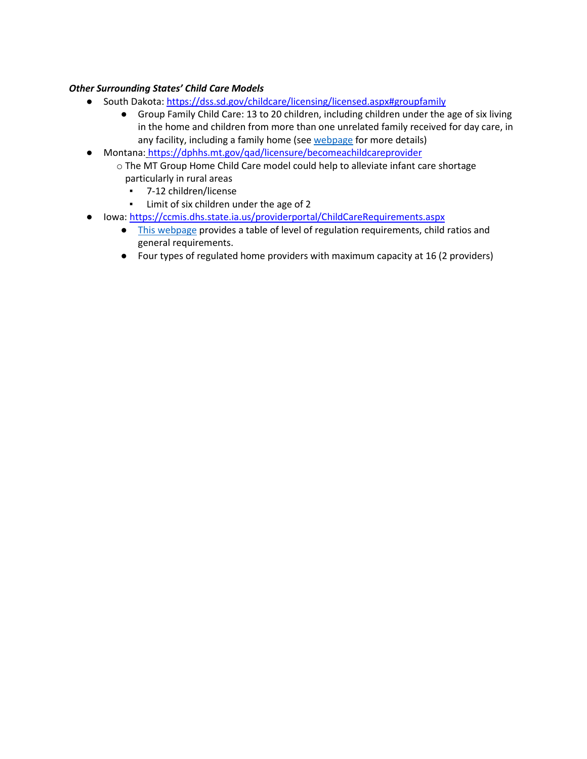***Other Surrounding States' Child Care Models***

- South Dakota: https://dss.sd.gov/childcare/licensing/licensed.aspx#groupfamily
    - Group Family Child Care: 13 to 20 children, including children under the age of six living in the home and children from more than one unrelated family received for day care, in any facility, including a family home (see webpage for more details)
- Montana: https://dphhs.mt.gov/qad/licensure/becomeachildcareprovider
    - The MT Group Home Child Care model could help to alleviate infant care shortage particularly in rural areas
        - 7-12 children/license
        - Limit of six children under the age of 2
- Iowa: https://ccmis.dhs.state.ia.us/providerportal/ChildCareRequirements.aspx
    - This webpage provides a table of level of regulation requirements, child ratios and general requirements.
    - Four types of regulated home providers with maximum capacity at 16 (2 providers)